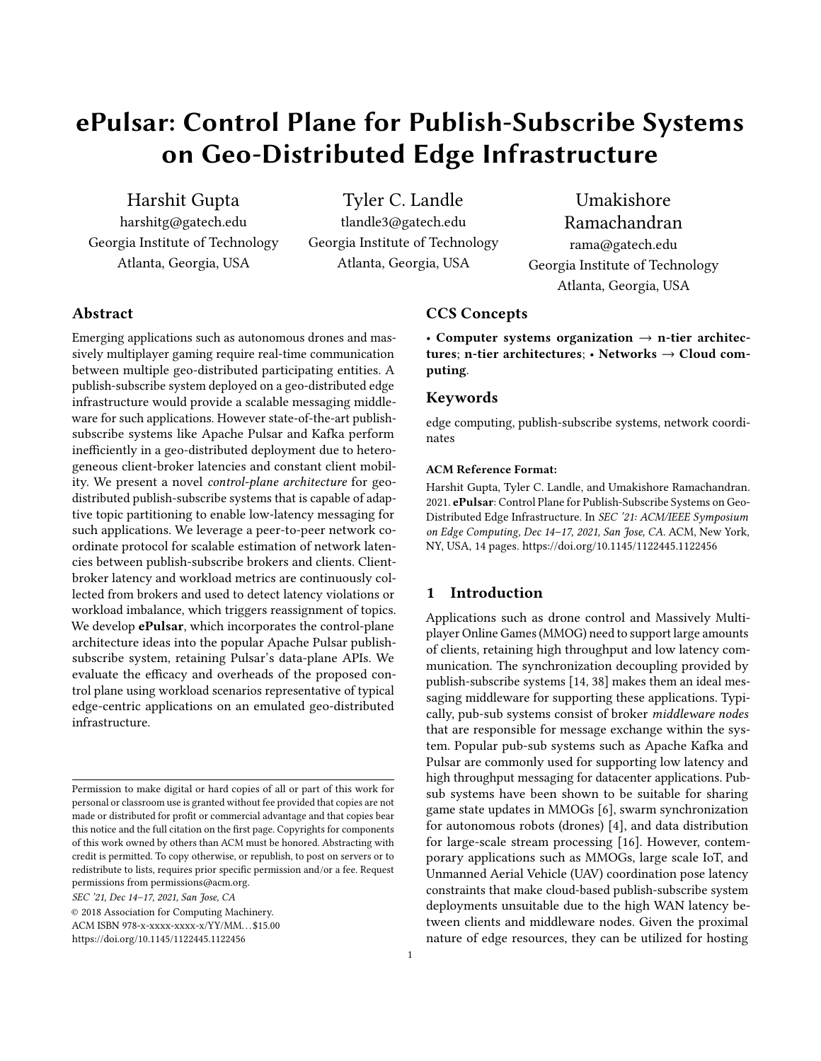# ePulsar: Control Plane for Publish-Subscribe Systems on Geo-Distributed Edge Infrastructure

Harshit Gupta
harshitg@gatech.edu
Georgia Institute of Technology
Atlanta, Georgia, USA

Tyler C. Landle
tlandle3@gatech.edu
Georgia Institute of Technology
Atlanta, Georgia, USA

Umakishore Ramachandran
rama@gatech.edu
Georgia Institute of Technology
Atlanta, Georgia, USA

## Abstract

Emerging applications such as autonomous drones and massively multiplayer gaming require real-time communication between multiple geo-distributed participating entities. A publish-subscribe system deployed on a geo-distributed edge infrastructure would provide a scalable messaging middleware for such applications. However state-of-the-art publish-subscribe systems like Apache Pulsar and Kafka perform inefficiently in a geo-distributed deployment due to heterogeneous client-broker latencies and constant client mobility. We present a novel *control-plane architecture* for geo-distributed publish-subscribe systems that is capable of adaptive topic partitioning to enable low-latency messaging for such applications. We leverage a peer-to-peer network coordinate protocol for scalable estimation of network latencies between publish-subscribe brokers and clients. Client-broker latency and workload metrics are continuously collected from brokers and used to detect latency violations or workload imbalance, which triggers reassignment of topics. We develop **ePulsar**, which incorporates the control-plane architecture ideas into the popular Apache Pulsar publish-subscribe system, retaining Pulsar's data-plane APIs. We evaluate the efficacy and overheads of the proposed control plane using workload scenarios representative of typical edge-centric applications on an emulated geo-distributed infrastructure.

## CCS Concepts

• **Computer systems organization → n-tier architectures**; **n-tier architectures**; • **Networks → Cloud computing**.

## Keywords

edge computing, publish-subscribe systems, network coordinates

**ACM Reference Format:**
Harshit Gupta, Tyler C. Landle, and Umakishore Ramachandran. 2021. **ePulsar**: Control Plane for Publish-Subscribe Systems on Geo-Distributed Edge Infrastructure. In *SEC '21: ACM/IEEE Symposium on Edge Computing, Dec 14–17, 2021, San Jose, CA*. ACM, New York, NY, USA, 14 pages. https://doi.org/10.1145/1122445.1122456

Permission to make digital or hard copies of all or part of this work for personal or classroom use is granted without fee provided that copies are not made or distributed for profit or commercial advantage and that copies bear this notice and the full citation on the first page. Copyrights for components of this work owned by others than ACM must be honored. Abstracting with credit is permitted. To copy otherwise, or republish, to post on servers or to redistribute to lists, requires prior specific permission and/or a fee. Request permissions from permissions@acm.org.
*SEC '21, Dec 14–17, 2021, San Jose, CA*
© 2018 Association for Computing Machinery.
ACM ISBN 978-x-xxxx-xxxx-x/YY/MM...$15.00
https://doi.org/10.1145/1122445.1122456

## 1 Introduction

Applications such as drone control and Massively Multiplayer Online Games (MMOG) need to support large amounts of clients, retaining high throughput and low latency communication. The synchronization decoupling provided by publish-subscribe systems [14, 38] makes them an ideal messaging middleware for supporting these applications. Typically, pub-sub systems consist of broker *middleware nodes* that are responsible for message exchange within the system. Popular pub-sub systems such as Apache Kafka and Pulsar are commonly used for supporting low latency and high throughput messaging for datacenter applications. Pub-sub systems have been shown to be suitable for sharing game state updates in MMOGs [6], swarm synchronization for autonomous robots (drones) [4], and data distribution for large-scale stream processing [16]. However, contemporary applications such as MMOGs, large scale IoT, and Unmanned Aerial Vehicle (UAV) coordination pose latency constraints that make cloud-based publish-subscribe system deployments unsuitable due to the high WAN latency between clients and middleware nodes. Given the proximal nature of edge resources, they can be utilized for hosting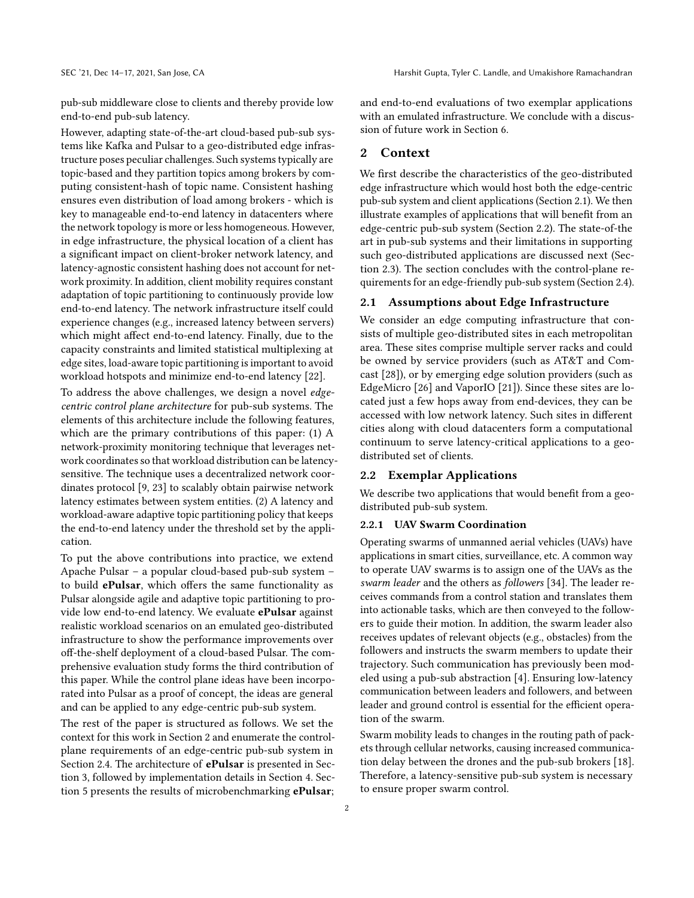pub-sub middleware close to clients and thereby provide low end-to-end pub-sub latency.

However, adapting state-of-the-art cloud-based pub-sub systems like Kafka and Pulsar to a geo-distributed edge infrastructure poses peculiar challenges. Such systems typically are topic-based and they partition topics among brokers by computing consistent-hash of topic name. Consistent hashing ensures even distribution of load among brokers - which is key to manageable end-to-end latency in datacenters where the network topology is more or less homogeneous. However, in edge infrastructure, the physical location of a client has a significant impact on client-broker network latency, and latency-agnostic consistent hashing does not account for network proximity. In addition, client mobility requires constant adaptation of topic partitioning to continuously provide low end-to-end latency. The network infrastructure itself could experience changes (e.g., increased latency between servers) which might affect end-to-end latency. Finally, due to the capacity constraints and limited statistical multiplexing at edge sites, load-aware topic partitioning is important to avoid workload hotspots and minimize end-to-end latency [22].

To address the above challenges, we design a novel *edge-centric control plane architecture* for pub-sub systems. The elements of this architecture include the following features, which are the primary contributions of this paper: (1) A network-proximity monitoring technique that leverages network coordinates so that workload distribution can be latency-sensitive. The technique uses a decentralized network coordinates protocol [9, 23] to scalably obtain pairwise network latency estimates between system entities. (2) A latency and workload-aware adaptive topic partitioning policy that keeps the end-to-end latency under the threshold set by the application.

To put the above contributions into practice, we extend Apache Pulsar – a popular cloud-based pub-sub system – to build **ePulsar**, which offers the same functionality as Pulsar alongside agile and adaptive topic partitioning to provide low end-to-end latency. We evaluate **ePulsar** against realistic workload scenarios on an emulated geo-distributed infrastructure to show the performance improvements over off-the-shelf deployment of a cloud-based Pulsar. The comprehensive evaluation study forms the third contribution of this paper. While the control plane ideas have been incorporated into Pulsar as a proof of concept, the ideas are general and can be applied to any edge-centric pub-sub system.

The rest of the paper is structured as follows. We set the context for this work in Section 2 and enumerate the control-plane requirements of an edge-centric pub-sub system in Section 2.4. The architecture of **ePulsar** is presented in Section 3, followed by implementation details in Section 4. Section 5 presents the results of microbenchmarking **ePulsar**; and end-to-end evaluations of two exemplar applications with an emulated infrastructure. We conclude with a discussion of future work in Section 6.

## 2 Context

We first describe the characteristics of the geo-distributed edge infrastructure which would host both the edge-centric pub-sub system and client applications (Section 2.1). We then illustrate examples of applications that will benefit from an edge-centric pub-sub system (Section 2.2). The state-of-the art in pub-sub systems and their limitations in supporting such geo-distributed applications are discussed next (Section 2.3). The section concludes with the control-plane requirements for an edge-friendly pub-sub system (Section 2.4).

### 2.1 Assumptions about Edge Infrastructure

We consider an edge computing infrastructure that consists of multiple geo-distributed sites in each metropolitan area. These sites comprise multiple server racks and could be owned by service providers (such as AT&T and Comcast [28]), or by emerging edge solution providers (such as EdgeMicro [26] and VaporIO [21]). Since these sites are located just a few hops away from end-devices, they can be accessed with low network latency. Such sites in different cities along with cloud datacenters form a computational continuum to serve latency-critical applications to a geo-distributed set of clients.

### 2.2 Exemplar Applications

We describe two applications that would benefit from a geo-distributed pub-sub system.

#### 2.2.1 UAV Swarm Coordination

Operating swarms of unmanned aerial vehicles (UAVs) have applications in smart cities, surveillance, etc. A common way to operate UAV swarms is to assign one of the UAVs as the *swarm leader* and the others as *followers* [34]. The leader receives commands from a control station and translates them into actionable tasks, which are then conveyed to the followers to guide their motion. In addition, the swarm leader also receives updates of relevant objects (e.g., obstacles) from the followers and instructs the swarm members to update their trajectory. Such communication has previously been modeled using a pub-sub abstraction [4]. Ensuring low-latency communication between leaders and followers, and between leader and ground control is essential for the efficient operation of the swarm.

Swarm mobility leads to changes in the routing path of packets through cellular networks, causing increased communication delay between the drones and the pub-sub brokers [18]. Therefore, a latency-sensitive pub-sub system is necessary to ensure proper swarm control.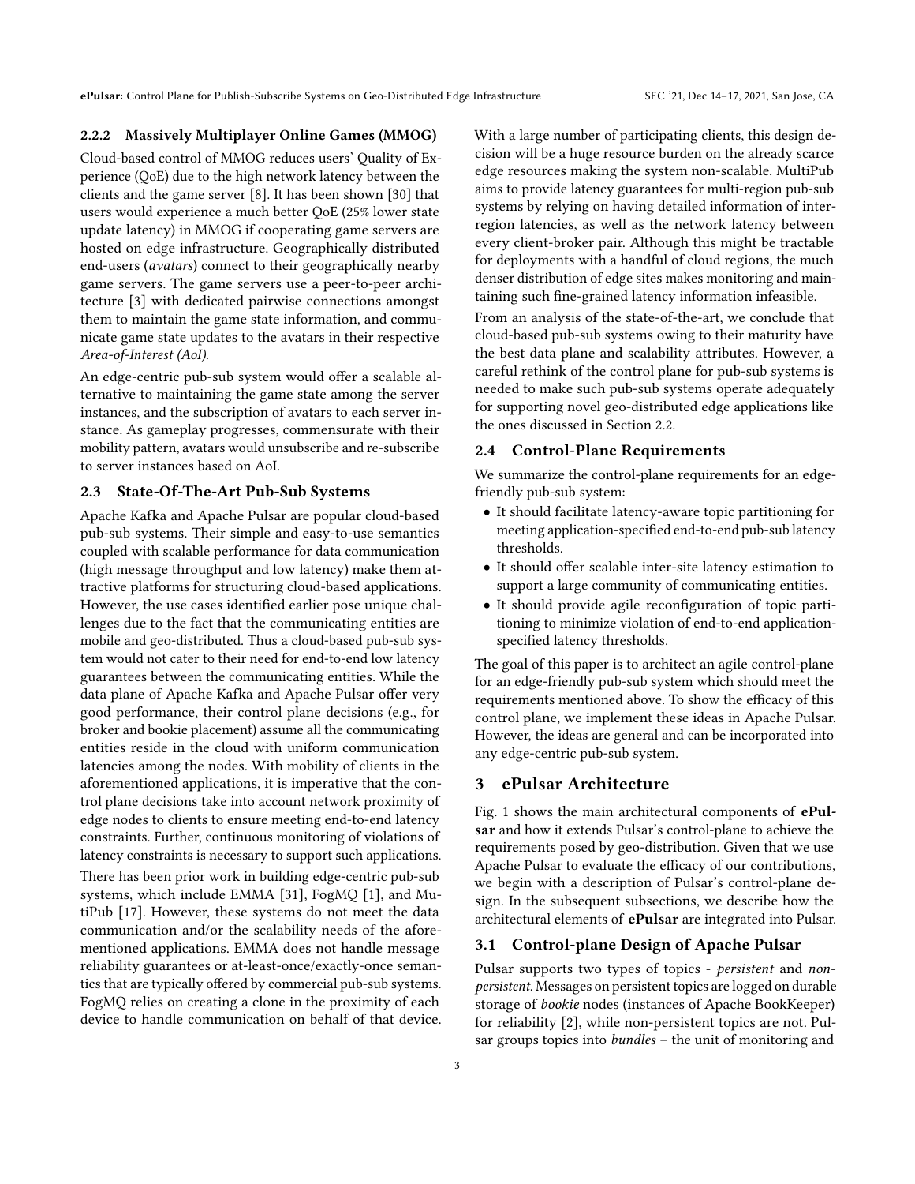#### 2.2.2 Massively Multiplayer Online Games (MMOG)

Cloud-based control of MMOG reduces users' Quality of Experience (QoE) due to the high network latency between the clients and the game server [8]. It has been shown [30] that users would experience a much better QoE (25% lower state update latency) in MMOG if cooperating game servers are hosted on edge infrastructure. Geographically distributed end-users (*avatars*) connect to their geographically nearby game servers. The game servers use a peer-to-peer architecture [3] with dedicated pairwise connections amongst them to maintain the game state information, and communicate game state updates to the avatars in their respective *Area-of-Interest (AoI)*.

An edge-centric pub-sub system would offer a scalable alternative to maintaining the game state among the server instances, and the subscription of avatars to each server instance. As gameplay progresses, commensurate with their mobility pattern, avatars would unsubscribe and re-subscribe to server instances based on AoI.

### 2.3 State-Of-The-Art Pub-Sub Systems

Apache Kafka and Apache Pulsar are popular cloud-based pub-sub systems. Their simple and easy-to-use semantics coupled with scalable performance for data communication (high message throughput and low latency) make them attractive platforms for structuring cloud-based applications. However, the use cases identified earlier pose unique challenges due to the fact that the communicating entities are mobile and geo-distributed. Thus a cloud-based pub-sub system would not cater to their need for end-to-end low latency guarantees between the communicating entities. While the data plane of Apache Kafka and Apache Pulsar offer very good performance, their control plane decisions (e.g., for broker and bookie placement) assume all the communicating entities reside in the cloud with uniform communication latencies among the nodes. With mobility of clients in the aforementioned applications, it is imperative that the control plane decisions take into account network proximity of edge nodes to clients to ensure meeting end-to-end latency constraints. Further, continuous monitoring of violations of latency constraints is necessary to support such applications.

There has been prior work in building edge-centric pub-sub systems, which include EMMA [31], FogMQ [1], and MutiPub [17]. However, these systems do not meet the data communication and/or the scalability needs of the aforementioned applications. EMMA does not handle message reliability guarantees or at-least-once/exactly-once semantics that are typically offered by commercial pub-sub systems. FogMQ relies on creating a clone in the proximity of each device to handle communication on behalf of that device. With a large number of participating clients, this design decision will be a huge resource burden on the already scarce edge resources making the system non-scalable. MultiPub aims to provide latency guarantees for multi-region pub-sub systems by relying on having detailed information of inter-region latencies, as well as the network latency between every client-broker pair. Although this might be tractable for deployments with a handful of cloud regions, the much denser distribution of edge sites makes monitoring and maintaining such fine-grained latency information infeasible.

From an analysis of the state-of-the-art, we conclude that cloud-based pub-sub systems owing to their maturity have the best data plane and scalability attributes. However, a careful rethink of the control plane for pub-sub systems is needed to make such pub-sub systems operate adequately for supporting novel geo-distributed edge applications like the ones discussed in Section 2.2.

### 2.4 Control-Plane Requirements

We summarize the control-plane requirements for an edge-friendly pub-sub system:

- It should facilitate latency-aware topic partitioning for meeting application-specified end-to-end pub-sub latency thresholds.
- It should offer scalable inter-site latency estimation to support a large community of communicating entities.
- It should provide agile reconfiguration of topic partitioning to minimize violation of end-to-end application-specified latency thresholds.

The goal of this paper is to architect an agile control-plane for an edge-friendly pub-sub system which should meet the requirements mentioned above. To show the efficacy of this control plane, we implement these ideas in Apache Pulsar. However, the ideas are general and can be incorporated into any edge-centric pub-sub system.

## 3 ePulsar Architecture

Fig. 1 shows the main architectural components of **ePulsar** and how it extends Pulsar's control-plane to achieve the requirements posed by geo-distribution. Given that we use Apache Pulsar to evaluate the efficacy of our contributions, we begin with a description of Pulsar's control-plane design. In the subsequent subsections, we describe how the architectural elements of **ePulsar** are integrated into Pulsar.

### 3.1 Control-plane Design of Apache Pulsar

Pulsar supports two types of topics - *persistent* and *non-persistent*. Messages on persistent topics are logged on durable storage of *bookie* nodes (instances of Apache BookKeeper) for reliability [2], while non-persistent topics are not. Pulsar groups topics into *bundles* – the unit of monitoring and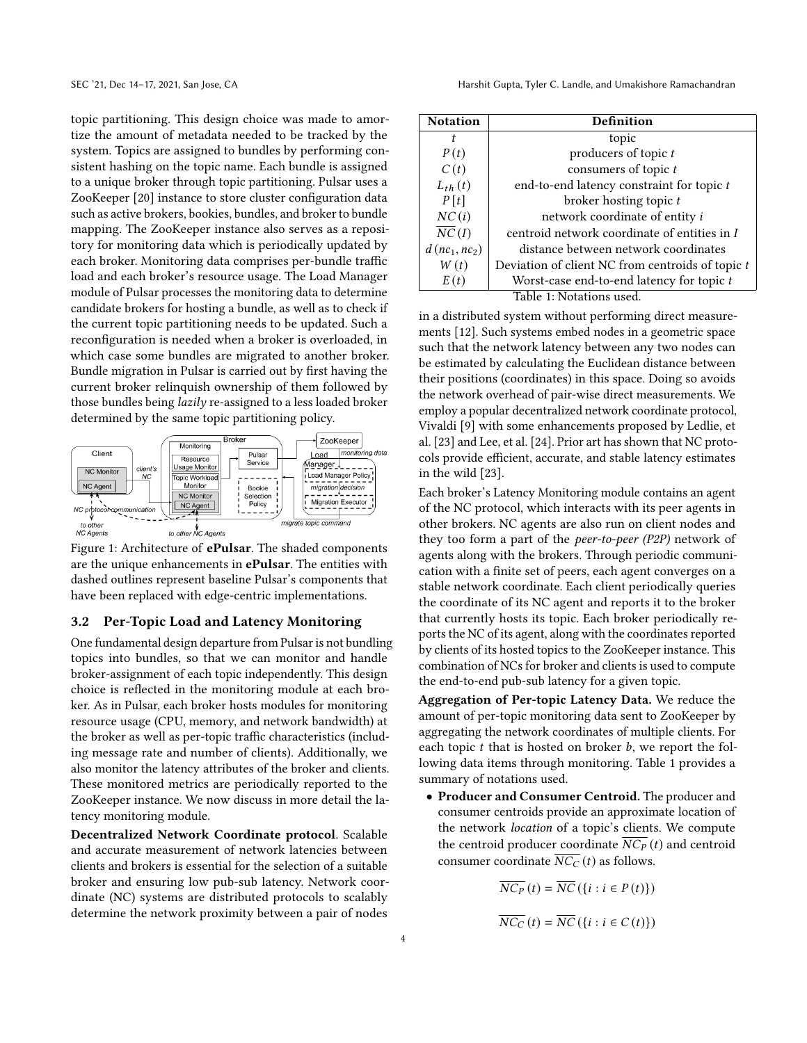topic partitioning. This design choice was made to amortize the amount of metadata needed to be tracked by the system. Topics are assigned to bundles by performing consistent hashing on the topic name. Each bundle is assigned to a unique broker through topic partitioning. Pulsar uses a ZooKeeper [20] instance to store cluster configuration data such as active brokers, bookies, bundles, and broker to bundle mapping. The ZooKeeper instance also serves as a repository for monitoring data which is periodically updated by each broker. Monitoring data comprises per-bundle traffic load and each broker's resource usage. The Load Manager module of Pulsar processes the monitoring data to determine candidate brokers for hosting a bundle, as well as to check if the current topic partitioning needs to be updated. Such a reconfiguration is needed when a broker is overloaded, in which case some bundles are migrated to another broker. Bundle migration in Pulsar is carried out by first having the current broker relinquish ownership of them followed by those bundles being *lazily* re-assigned to a less loaded broker determined by the same topic partitioning policy.

Figure 1: Architecture of **ePulsar**. The shaded components are the unique enhancements in **ePulsar**. The entities with dashed outlines represent baseline Pulsar's components that have been replaced with edge-centric implementations.

### 3.2 Per-Topic Load and Latency Monitoring

One fundamental design departure from Pulsar is not bundling topics into bundles, so that we can monitor and handle broker-assignment of each topic independently. This design choice is reflected in the monitoring module at each broker. As in Pulsar, each broker hosts modules for monitoring resource usage (CPU, memory, and network bandwidth) at the broker as well as per-topic traffic characteristics (including message rate and number of clients). Additionally, we also monitor the latency attributes of the broker and clients. These monitored metrics are periodically reported to the ZooKeeper instance. We now discuss in more detail the latency monitoring module.

**Decentralized Network Coordinate protocol**. Scalable and accurate measurement of network latencies between clients and brokers is essential for the selection of a suitable broker and ensuring low pub-sub latency. Network coordinate (NC) systems are distributed protocols to scalably determine the network proximity between a pair of nodes in a distributed system without performing direct measurements [12]. Such systems embed nodes in a geometric space such that the network latency between any two nodes can be estimated by calculating the Euclidean distance between their positions (coordinates) in this space. Doing so avoids the network overhead of pair-wise direct measurements. We employ a popular decentralized network coordinate protocol, Vivaldi [9] with some enhancements proposed by Ledlie, et al. [23] and Lee, et al. [24]. Prior art has shown that NC protocols provide efficient, accurate, and stable latency estimates in the wild [23].

| Notation | Definition |
|---|---|
| $t$ | topic |
| $P(t)$ | producers of topic $t$ |
| $C(t)$ | consumers of topic $t$ |
| $L_{th}(t)$ | end-to-end latency constraint for topic $t$ |
| $P[t]$ | broker hosting topic $t$ |
| $NC(i)$ | network coordinate of entity $i$ |
| $\overline{NC}(I)$ | centroid network coordinate of entities in $I$ |
| $d(nc_1, nc_2)$ | distance between network coordinates |
| $W(t)$ | Deviation of client NC from centroids of topic $t$ |
| $E(t)$ | Worst-case end-to-end latency for topic $t$ |

Table 1: Notations used.

Each broker's Latency Monitoring module contains an agent of the NC protocol, which interacts with its peer agents in other brokers. NC agents are also run on client nodes and they too form a part of the *peer-to-peer (P2P)* network of agents along with the brokers. Through periodic communication with a finite set of peers, each agent converges on a stable network coordinate. Each client periodically queries the coordinate of its NC agent and reports it to the broker that currently hosts its topic. Each broker periodically reports the NC of its agent, along with the coordinates reported by clients of its hosted topics to the ZooKeeper instance. This combination of NCs for broker and clients is used to compute the end-to-end pub-sub latency for a given topic.

**Aggregation of Per-topic Latency Data.** We reduce the amount of per-topic monitoring data sent to ZooKeeper by aggregating the network coordinates of multiple clients. For each topic $t$ that is hosted on broker $b$, we report the following data items through monitoring. Table 1 provides a summary of notations used.

- **Producer and Consumer Centroid.** The producer and consumer centroids provide an approximate location of the network *location* of a topic's clients. We compute the centroid producer coordinate $\overline{NC_P}(t)$ and centroid consumer coordinate $\overline{NC_C}(t)$ as follows.

$$\overline{NC_P}(t) = \overline{NC}(\{i : i \in P(t)\})$$

$$\overline{NC_C}(t) = \overline{NC}(\{i : i \in C(t)\})$$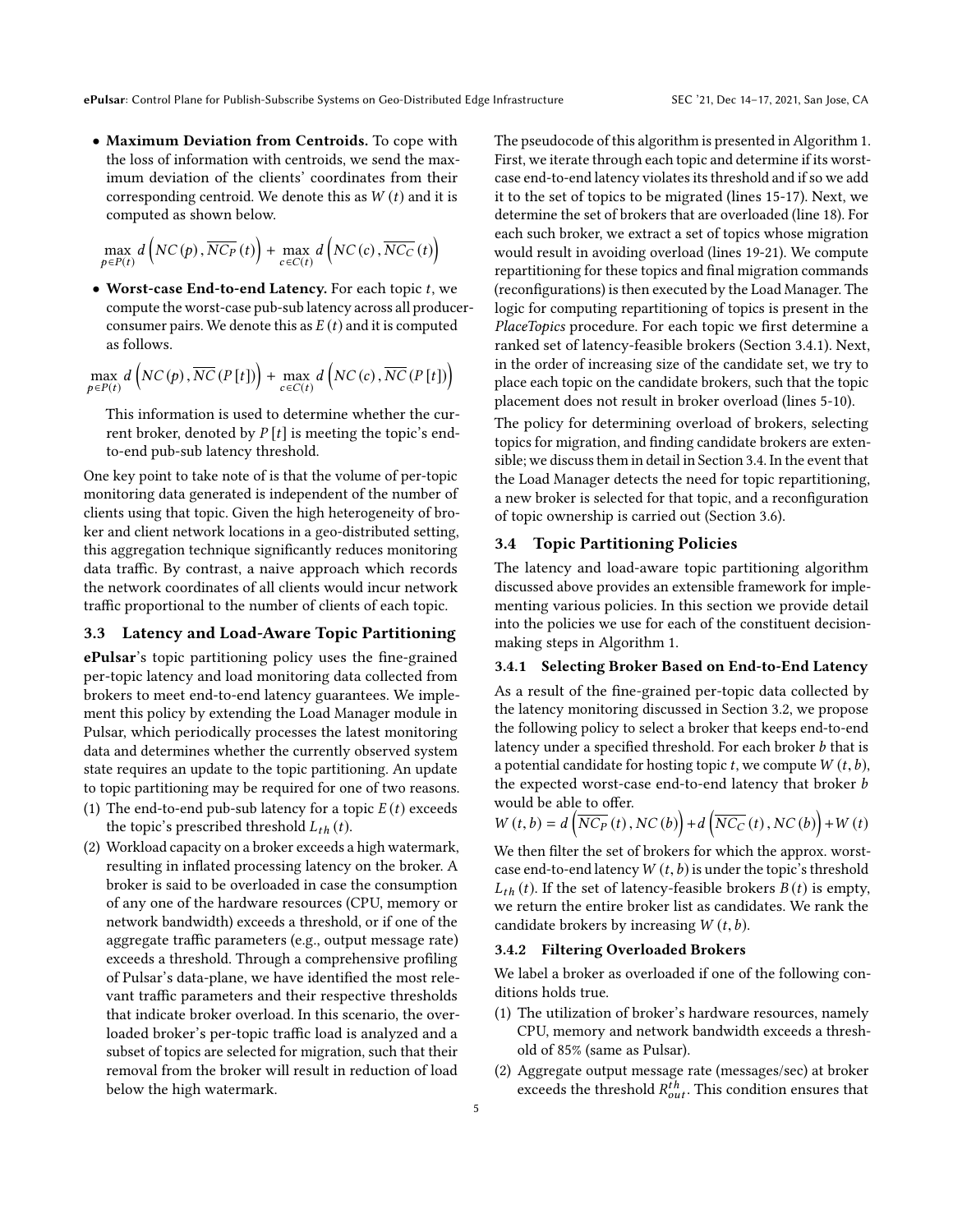- **Maximum Deviation from Centroids.** To cope with the loss of information with centroids, we send the maximum deviation of the clients' coordinates from their corresponding centroid. We denote this as $W(t)$ and it is computed as shown below.

$$\max_{p \in P(t)} d\left(NC(p), \overline{NC_P}(t)\right) + \max_{c \in C(t)} d\left(NC(c), \overline{NC_C}(t)\right)$$

- **Worst-case End-to-end Latency.** For each topic $t$, we compute the worst-case pub-sub latency across all producer-consumer pairs. We denote this as $E(t)$ and it is computed as follows.

$$\max_{p \in P(t)} d\left(NC(p), \overline{NC}(P[t])\right) + \max_{c \in C(t)} d\left(NC(c), \overline{NC}(P[t])\right)$$

This information is used to determine whether the current broker, denoted by $P[t]$ is meeting the topic's end-to-end pub-sub latency threshold.

One key point to take note of is that the volume of per-topic monitoring data generated is independent of the number of clients using that topic. Given the high heterogeneity of broker and client network locations in a geo-distributed setting, this aggregation technique significantly reduces monitoring data traffic. By contrast, a naive approach which records the network coordinates of all clients would incur network traffic proportional to the number of clients of each topic.

### 3.3 Latency and Load-Aware Topic Partitioning

**ePulsar**'s topic partitioning policy uses the fine-grained per-topic latency and load monitoring data collected from brokers to meet end-to-end latency guarantees. We implement this policy by extending the Load Manager module in Pulsar, which periodically processes the latest monitoring data and determines whether the currently observed system state requires an update to the topic partitioning. An update to topic partitioning may be required for one of two reasons.

1. The end-to-end pub-sub latency for a topic $E(t)$ exceeds the topic's prescribed threshold $L_{th}(t)$.
2. Workload capacity on a broker exceeds a high watermark, resulting in inflated processing latency on the broker. A broker is said to be overloaded in case the consumption of any one of the hardware resources (CPU, memory or network bandwidth) exceeds a threshold, or if one of the aggregate traffic parameters (e.g., output message rate) exceeds a threshold. Through a comprehensive profiling of Pulsar's data-plane, we have identified the most relevant traffic parameters and their respective thresholds that indicate broker overload. In this scenario, the overloaded broker's per-topic traffic load is analyzed and a subset of topics are selected for migration, such that their removal from the broker will result in reduction of load below the high watermark.

The pseudocode of this algorithm is presented in Algorithm 1. First, we iterate through each topic and determine if its worst-case end-to-end latency violates its threshold and if so we add it to the set of topics to be migrated (lines 15-17). Next, we determine the set of brokers that are overloaded (line 18). For each such broker, we extract a set of topics whose migration would result in avoiding overload (lines 19-21). We compute repartitioning for these topics and final migration commands (reconfigurations) is then executed by the Load Manager. The logic for computing repartitioning of topics is present in the *PlaceTopics* procedure. For each topic we first determine a ranked set of latency-feasible brokers (Section 3.4.1). Next, in the order of increasing size of the candidate set, we try to place each topic on the candidate brokers, such that the topic placement does not result in broker overload (lines 5-10).

The policy for determining overload of brokers, selecting topics for migration, and finding candidate brokers are extensible; we discuss them in detail in Section 3.4. In the event that the Load Manager detects the need for topic repartitioning, a new broker is selected for that topic, and a reconfiguration of topic ownership is carried out (Section 3.6).

### 3.4 Topic Partitioning Policies

The latency and load-aware topic partitioning algorithm discussed above provides an extensible framework for implementing various policies. In this section we provide detail into the policies we use for each of the constituent decision-making steps in Algorithm 1.

#### 3.4.1 Selecting Broker Based on End-to-End Latency

As a result of the fine-grained per-topic data collected by the latency monitoring discussed in Section 3.2, we propose the following policy to select a broker that keeps end-to-end latency under a specified threshold. For each broker $b$ that is a potential candidate for hosting topic $t$, we compute $W(t,b)$, the expected worst-case end-to-end latency that broker $b$ would be able to offer.

$$W(t,b) = d\left(\overline{NC_P}(t), NC(b)\right) + d\left(\overline{NC_C}(t), NC(b)\right) + W(t)$$

We then filter the set of brokers for which the approx. worst-case end-to-end latency $W(t,b)$ is under the topic's threshold $L_{th}(t)$. If the set of latency-feasible brokers $B(t)$ is empty, we return the entire broker list as candidates. We rank the candidate brokers by increasing $W(t,b)$.

#### 3.4.2 Filtering Overloaded Brokers

We label a broker as overloaded if one of the following conditions holds true.

1. The utilization of broker's hardware resources, namely CPU, memory and network bandwidth exceeds a threshold of 85% (same as Pulsar).
2. Aggregate output message rate (messages/sec) at broker exceeds the threshold $R^{th}_{out}$. This condition ensures that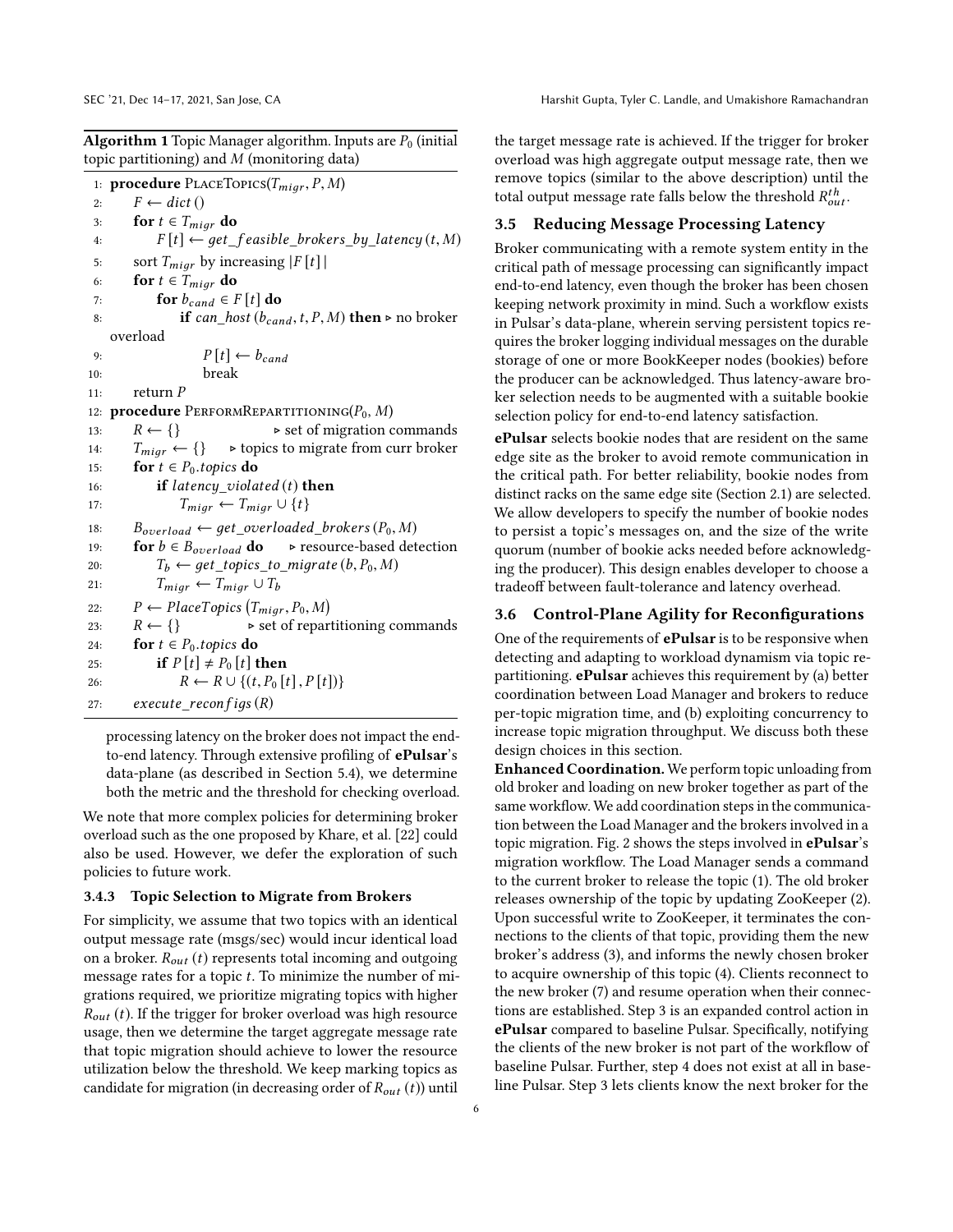**Algorithm 1** Topic Manager algorithm. Inputs are $P_0$ (initial topic partitioning) and $M$ (monitoring data)

```
1:  procedure PlaceTopics(T_migr, P, M)
2:      F ← dict()
3:      for t ∈ T_migr do
4:          F[t] ← get_feasible_brokers_by_latency(t, M)
5:      sort T_migr by increasing |F[t]|
6:      for t ∈ T_migr do
7:          for b_cand ∈ F[t] do
8:              if can_host(b_cand, t, P, M) then   ▷ no broker overload
9:                  P[t] ← b_cand
10:                 break
11:     return P
12: procedure PerformRepartitioning(P_0, M)
13:     R ← {}                        ▷ set of migration commands
14:     T_migr ← {}                   ▷ topics to migrate from curr broker
15:     for t ∈ P_0.topics do
16:         if latency_violated(t) then
17:             T_migr ← T_migr ∪ {t}
18:     B_overload ← get_overloaded_brokers(P_0, M)
19:     for b ∈ B_overload do         ▷ resource-based detection
20:         T_b ← get_topics_to_migrate(b, P_0, M)
21:         T_migr ← T_migr ∪ T_b
22:     P ← PlaceTopics(T_migr, P_0, M)
23:     R ← {}                        ▷ set of repartitioning commands
24:     for t ∈ P_0.topics do
25:         if P[t] ≠ P_0[t] then
26:             R ← R ∪ {(t, P_0[t], P[t])}
27:     execute_reconfigs(R)
```

processing latency on the broker does not impact the end-to-end latency. Through extensive profiling of **ePulsar**'s data-plane (as described in Section 5.4), we determine both the metric and the threshold for checking overload.

We note that more complex policies for determining broker overload such as the one proposed by Khare, et al. [22] could also be used. However, we defer the exploration of such policies to future work.

#### 3.4.3 Topic Selection to Migrate from Brokers

For simplicity, we assume that two topics with an identical output message rate (msgs/sec) would incur identical load on a broker. $R_{out}(t)$ represents total incoming and outgoing message rates for a topic $t$. To minimize the number of migrations required, we prioritize migrating topics with higher $R_{out}(t)$. If the trigger for broker overload was high resource usage, then we determine the target aggregate message rate that topic migration should achieve to lower the resource utilization below the threshold. We keep marking topics as candidate for migration (in decreasing order of $R_{out}(t)$) until the target message rate is achieved. If the trigger for broker overload was high aggregate output message rate, then we remove topics (similar to the above description) until the total output message rate falls below the threshold $R_{out}^{th}$.

### 3.5 Reducing Message Processing Latency

Broker communicating with a remote system entity in the critical path of message processing can significantly impact end-to-end latency, even though the broker has been chosen keeping network proximity in mind. Such a workflow exists in Pulsar's data-plane, wherein serving persistent topics requires the broker logging individual messages on the durable storage of one or more BookKeeper nodes (bookies) before the producer can be acknowledged. Thus latency-aware broker selection needs to be augmented with a suitable bookie selection policy for end-to-end latency satisfaction.

**ePulsar** selects bookie nodes that are resident on the same edge site as the broker to avoid remote communication in the critical path. For better reliability, bookie nodes from distinct racks on the same edge site (Section 2.1) are selected. We allow developers to specify the number of bookie nodes to persist a topic's messages on, and the size of the write quorum (number of bookie acks needed before acknowledging the producer). This design enables developer to choose a tradeoff between fault-tolerance and latency overhead.

### 3.6 Control-Plane Agility for Reconfigurations

One of the requirements of **ePulsar** is to be responsive when detecting and adapting to workload dynamism via topic repartitioning. **ePulsar** achieves this requirement by (a) better coordination between Load Manager and brokers to reduce per-topic migration time, and (b) exploiting concurrency to increase topic migration throughput. We discuss both these design choices in this section.

**Enhanced Coordination.** We perform topic unloading from old broker and loading on new broker together as part of the same workflow. We add coordination steps in the communication between the Load Manager and the brokers involved in a topic migration. Fig. 2 shows the steps involved in **ePulsar**'s migration workflow. The Load Manager sends a command to the current broker to release the topic (1). The old broker releases ownership of the topic by updating ZooKeeper (2). Upon successful write to ZooKeeper, it terminates the connections to the clients of that topic, providing them the new broker's address (3), and informs the newly chosen broker to acquire ownership of this topic (4). Clients reconnect to the new broker (7) and resume operation when their connections are established. Step 3 is an expanded control action in **ePulsar** compared to baseline Pulsar. Specifically, notifying the clients of the new broker is not part of the workflow of baseline Pulsar. Further, step 4 does not exist at all in baseline Pulsar. Step 3 lets clients know the next broker for the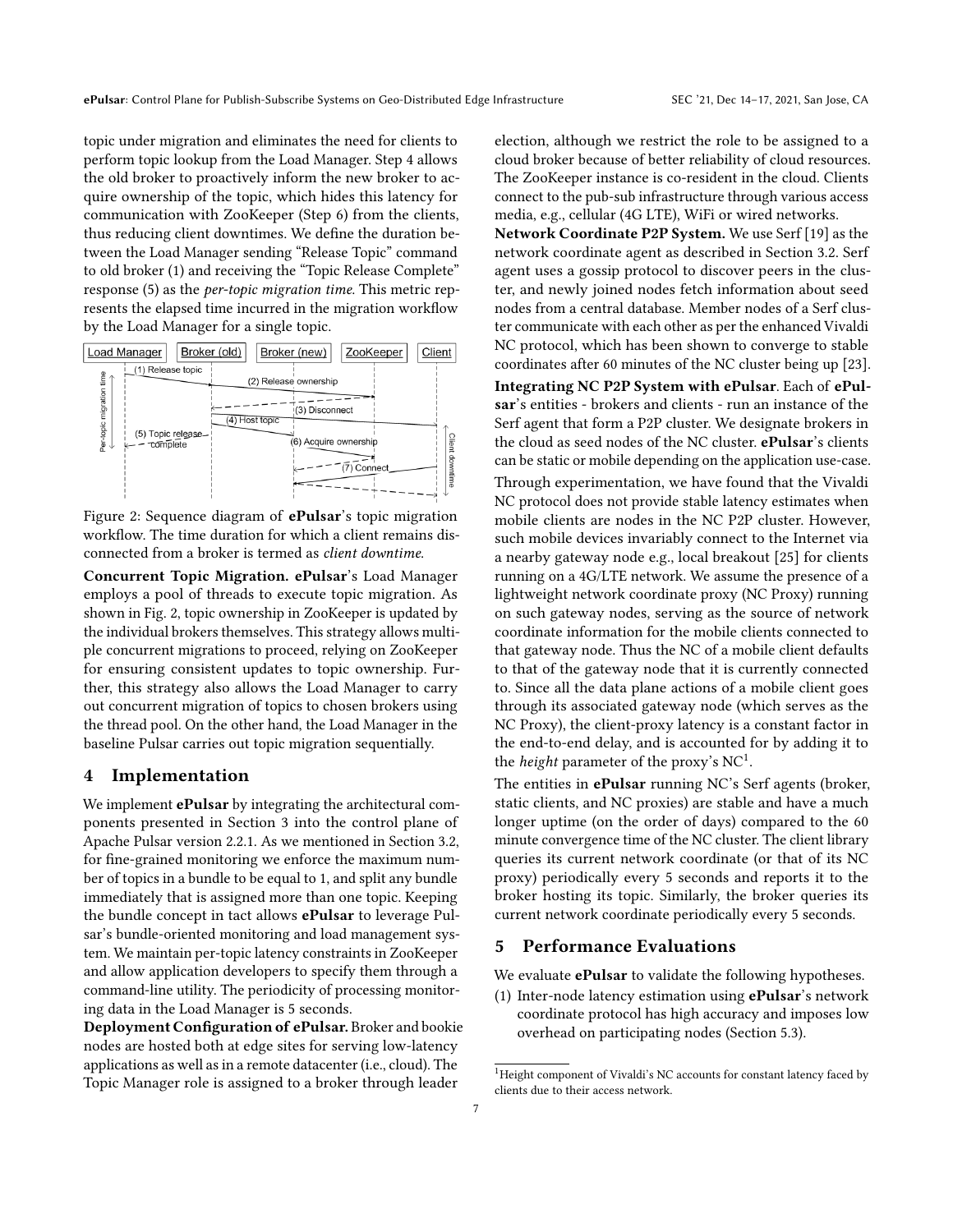topic under migration and eliminates the need for clients to perform topic lookup from the Load Manager. Step 4 allows the old broker to proactively inform the new broker to acquire ownership of the topic, which hides this latency for communication with ZooKeeper (Step 6) from the clients, thus reducing client downtimes. We define the duration between the Load Manager sending "Release Topic" command to old broker (1) and receiving the "Topic Release Complete" response (5) as the *per-topic migration time.* This metric represents the elapsed time incurred in the migration workflow by the Load Manager for a single topic.

Figure 2: Sequence diagram of **ePulsar**'s topic migration workflow. The time duration for which a client remains disconnected from a broker is termed as *client downtime.*

**Concurrent Topic Migration. ePulsar**'s Load Manager employs a pool of threads to execute topic migration. As shown in Fig. 2, topic ownership in ZooKeeper is updated by the individual brokers themselves. This strategy allows multiple concurrent migrations to proceed, relying on ZooKeeper for ensuring consistent updates to topic ownership. Further, this strategy also allows the Load Manager to carry out concurrent migration of topics to chosen brokers using the thread pool. On the other hand, the Load Manager in the baseline Pulsar carries out topic migration sequentially.

## 4 Implementation

We implement **ePulsar** by integrating the architectural components presented in Section 3 into the control plane of Apache Pulsar version 2.2.1. As we mentioned in Section 3.2, for fine-grained monitoring we enforce the maximum number of topics in a bundle to be equal to 1, and split any bundle immediately that is assigned more than one topic. Keeping the bundle concept in tact allows **ePulsar** to leverage Pulsar's bundle-oriented monitoring and load management system. We maintain per-topic latency constraints in ZooKeeper and allow application developers to specify them through a command-line utility. The periodicity of processing monitoring data in the Load Manager is 5 seconds.

**Deployment Configuration of ePulsar.** Broker and bookie nodes are hosted both at edge sites for serving low-latency applications as well as in a remote datacenter (i.e., cloud). The Topic Manager role is assigned to a broker through leader election, although we restrict the role to be assigned to a cloud broker because of better reliability of cloud resources. The ZooKeeper instance is co-resident in the cloud. Clients connect to the pub-sub infrastructure through various access media, e.g., cellular (4G LTE), WiFi or wired networks.

**Network Coordinate P2P System.** We use Serf [19] as the network coordinate agent as described in Section 3.2. Serf agent uses a gossip protocol to discover peers in the cluster, and newly joined nodes fetch information about seed nodes from a central database. Member nodes of a Serf cluster communicate with each other as per the enhanced Vivaldi NC protocol, which has been shown to converge to stable coordinates after 60 minutes of the NC cluster being up [23].

**Integrating NC P2P System with ePulsar**. Each of **ePulsar**'s entities - brokers and clients - run an instance of the Serf agent that form a P2P cluster. We designate brokers in the cloud as seed nodes of the NC cluster. **ePulsar**'s clients can be static or mobile depending on the application use-case. Through experimentation, we have found that the Vivaldi NC protocol does not provide stable latency estimates when mobile clients are nodes in the NC P2P cluster. However, such mobile devices invariably connect to the Internet via a nearby gateway node e.g., local breakout [25] for clients running on a 4G/LTE network. We assume the presence of a lightweight network coordinate proxy (NC Proxy) running on such gateway nodes, serving as the source of network coordinate information for the mobile clients connected to that gateway node. Thus the NC of a mobile client defaults to that of the gateway node that it is currently connected to. Since all the data plane actions of a mobile client goes through its associated gateway node (which serves as the NC Proxy), the client-proxy latency is a constant factor in the end-to-end delay, and is accounted for by adding it to the *height* parameter of the proxy's NC[1].

The entities in **ePulsar** running NC's Serf agents (broker, static clients, and NC proxies) are stable and have a much longer uptime (on the order of days) compared to the 60 minute convergence time of the NC cluster. The client library queries its current network coordinate (or that of its NC proxy) periodically every 5 seconds and reports it to the broker hosting its topic. Similarly, the broker queries its current network coordinate periodically every 5 seconds.

## 5 Performance Evaluations

We evaluate **ePulsar** to validate the following hypotheses.

(1) Inter-node latency estimation using **ePulsar**'s network coordinate protocol has high accuracy and imposes low overhead on participating nodes (Section 5.3).

[1] Height component of Vivaldi's NC accounts for constant latency faced by clients due to their access network.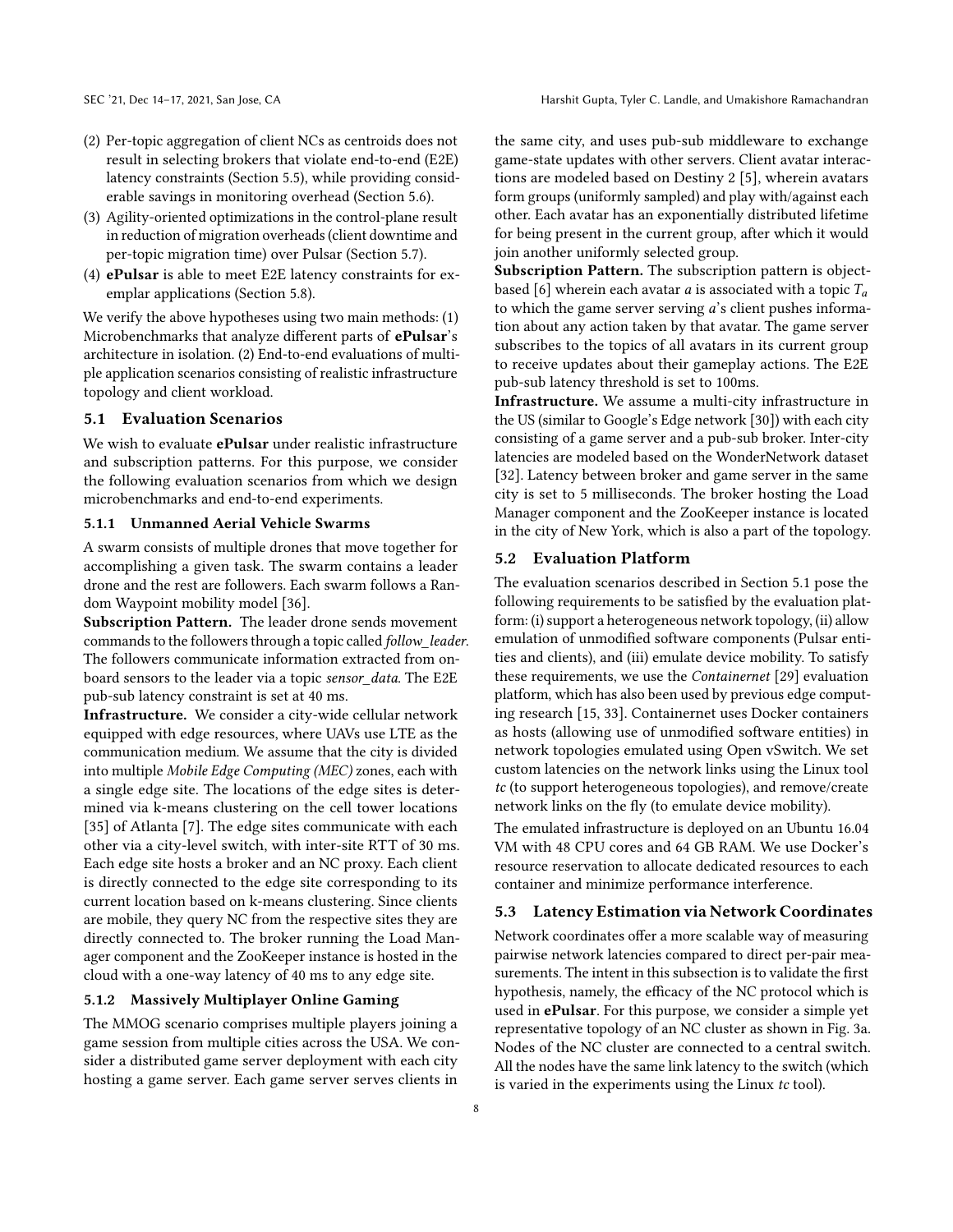(2) Per-topic aggregation of client NCs as centroids does not result in selecting brokers that violate end-to-end (E2E) latency constraints (Section 5.5), while providing considerable savings in monitoring overhead (Section 5.6).
(3) Agility-oriented optimizations in the control-plane result in reduction of migration overheads (client downtime and per-topic migration time) over Pulsar (Section 5.7).
(4) **ePulsar** is able to meet E2E latency constraints for exemplar applications (Section 5.8).

We verify the above hypotheses using two main methods: (1) Microbenchmarks that analyze different parts of **ePulsar**'s architecture in isolation. (2) End-to-end evaluations of multiple application scenarios consisting of realistic infrastructure topology and client workload.

## 5.1 Evaluation Scenarios

We wish to evaluate **ePulsar** under realistic infrastructure and subscription patterns. For this purpose, we consider the following evaluation scenarios from which we design microbenchmarks and end-to-end experiments.

### 5.1.1 Unmanned Aerial Vehicle Swarms

A swarm consists of multiple drones that move together for accomplishing a given task. The swarm contains a leader drone and the rest are followers. Each swarm follows a Random Waypoint mobility model [36].

**Subscription Pattern.** The leader drone sends movement commands to the followers through a topic called *follow_leader*. The followers communicate information extracted from onboard sensors to the leader via a topic *sensor_data*. The E2E pub-sub latency constraint is set at 40 ms.

**Infrastructure.** We consider a city-wide cellular network equipped with edge resources, where UAVs use LTE as the communication medium. We assume that the city is divided into multiple *Mobile Edge Computing (MEC)* zones, each with a single edge site. The locations of the edge sites is determined via k-means clustering on the cell tower locations [35] of Atlanta [7]. The edge sites communicate with each other via a city-level switch, with inter-site RTT of 30 ms. Each edge site hosts a broker and an NC proxy. Each client is directly connected to the edge site corresponding to its current location based on k-means clustering. Since clients are mobile, they query NC from the respective sites they are directly connected to. The broker running the Load Manager component and the ZooKeeper instance is hosted in the cloud with a one-way latency of 40 ms to any edge site.

### 5.1.2 Massively Multiplayer Online Gaming

The MMOG scenario comprises multiple players joining a game session from multiple cities across the USA. We consider a distributed game server deployment with each city hosting a game server. Each game server serves clients in the same city, and uses pub-sub middleware to exchange game-state updates with other servers. Client avatar interactions are modeled based on Destiny 2 [5], wherein avatars form groups (uniformly sampled) and play with/against each other. Each avatar has an exponentially distributed lifetime for being present in the current group, after which it would join another uniformly selected group.

**Subscription Pattern.** The subscription pattern is object-based [6] wherein each avatar $a$ is associated with a topic $T_a$ to which the game server serving $a$'s client pushes information about any action taken by that avatar. The game server subscribes to the topics of all avatars in its current group to receive updates about their gameplay actions. The E2E pub-sub latency threshold is set to 100ms.

**Infrastructure.** We assume a multi-city infrastructure in the US (similar to Google's Edge network [30]) with each city consisting of a game server and a pub-sub broker. Inter-city latencies are modeled based on the WonderNetwork dataset [32]. Latency between broker and game server in the same city is set to 5 milliseconds. The broker hosting the Load Manager component and the ZooKeeper instance is located in the city of New York, which is also a part of the topology.

## 5.2 Evaluation Platform

The evaluation scenarios described in Section 5.1 pose the following requirements to be satisfied by the evaluation platform: (i) support a heterogeneous network topology, (ii) allow emulation of unmodified software components (Pulsar entities and clients), and (iii) emulate device mobility. To satisfy these requirements, we use the *Containernet* [29] evaluation platform, which has also been used by previous edge computing research [15, 33]. Containernet uses Docker containers as hosts (allowing use of unmodified software entities) in network topologies emulated using Open vSwitch. We set custom latencies on the network links using the Linux tool *tc* (to support heterogeneous topologies), and remove/create network links on the fly (to emulate device mobility).

The emulated infrastructure is deployed on an Ubuntu 16.04 VM with 48 CPU cores and 64 GB RAM. We use Docker's resource reservation to allocate dedicated resources to each container and minimize performance interference.

## 5.3 Latency Estimation via Network Coordinates

Network coordinates offer a more scalable way of measuring pairwise network latencies compared to direct per-pair measurements. The intent in this subsection is to validate the first hypothesis, namely, the efficacy of the NC protocol which is used in **ePulsar**. For this purpose, we consider a simple yet representative topology of an NC cluster as shown in Fig. 3a. Nodes of the NC cluster are connected to a central switch. All the nodes have the same link latency to the switch (which is varied in the experiments using the Linux *tc* tool).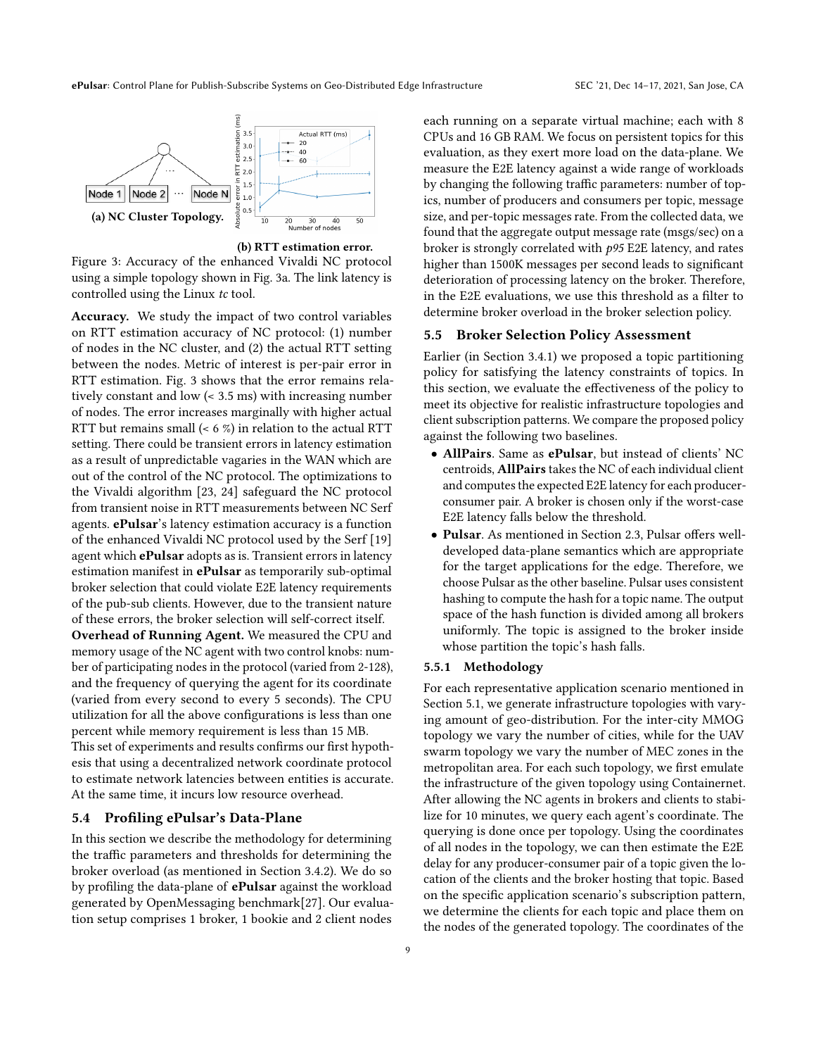(a) NC Cluster Topology.

(b) RTT estimation error.

Figure 3: Accuracy of the enhanced Vivaldi NC protocol using a simple topology shown in Fig. 3a. The link latency is controlled using the Linux *tc* tool.

**Accuracy.** We study the impact of two control variables on RTT estimation accuracy of NC protocol: (1) number of nodes in the NC cluster, and (2) the actual RTT setting between the nodes. Metric of interest is per-pair error in RTT estimation. Fig. 3 shows that the error remains relatively constant and low (< 3.5 ms) with increasing number of nodes. The error increases marginally with higher actual RTT but remains small (< 6 %) in relation to the actual RTT setting. There could be transient errors in latency estimation as a result of unpredictable vagaries in the WAN which are out of the control of the NC protocol. The optimizations to the Vivaldi algorithm [23, 24] safeguard the NC protocol from transient noise in RTT measurements between NC Serf agents. **ePulsar**'s latency estimation accuracy is a function of the enhanced Vivaldi NC protocol used by the Serf [19] agent which **ePulsar** adopts as is. Transient errors in latency estimation manifest in **ePulsar** as temporarily sub-optimal broker selection that could violate E2E latency requirements of the pub-sub clients. However, due to the transient nature of these errors, the broker selection will self-correct itself.

**Overhead of Running Agent.** We measured the CPU and memory usage of the NC agent with two control knobs: number of participating nodes in the protocol (varied from 2-128), and the frequency of querying the agent for its coordinate (varied from every second to every 5 seconds). The CPU utilization for all the above configurations is less than one percent while memory requirement is less than 15 MB.

This set of experiments and results confirms our first hypothesis that using a decentralized network coordinate protocol to estimate network latencies between entities is accurate. At the same time, it incurs low resource overhead.

### 5.4 Profiling ePulsar's Data-Plane

In this section we describe the methodology for determining the traffic parameters and thresholds for determining the broker overload (as mentioned in Section 3.4.2). We do so by profiling the data-plane of **ePulsar** against the workload generated by OpenMessaging benchmark[27]. Our evaluation setup comprises 1 broker, 1 bookie and 2 client nodes each running on a separate virtual machine; each with 8 CPUs and 16 GB RAM. We focus on persistent topics for this evaluation, as they exert more load on the data-plane. We measure the E2E latency against a wide range of workloads by changing the following traffic parameters: number of topics, number of producers and consumers per topic, message size, and per-topic messages rate. From the collected data, we found that the aggregate output message rate (msgs/sec) on a broker is strongly correlated with *p95* E2E latency, and rates higher than 1500K messages per second leads to significant deterioration of processing latency on the broker. Therefore, in the E2E evaluations, we use this threshold as a filter to determine broker overload in the broker selection policy.

### 5.5 Broker Selection Policy Assessment

Earlier (in Section 3.4.1) we proposed a topic partitioning policy for satisfying the latency constraints of topics. In this section, we evaluate the effectiveness of the policy to meet its objective for realistic infrastructure topologies and client subscription patterns. We compare the proposed policy against the following two baselines.

- **AllPairs**. Same as **ePulsar**, but instead of clients' NC centroids, **AllPairs** takes the NC of each individual client and computes the expected E2E latency for each producer-consumer pair. A broker is chosen only if the worst-case E2E latency falls below the threshold.
- **Pulsar**. As mentioned in Section 2.3, Pulsar offers well-developed data-plane semantics which are appropriate for the target applications for the edge. Therefore, we choose Pulsar as the other baseline. Pulsar uses consistent hashing to compute the hash for a topic name. The output space of the hash function is divided among all brokers uniformly. The topic is assigned to the broker inside whose partition the topic's hash falls.

#### 5.5.1 Methodology

For each representative application scenario mentioned in Section 5.1, we generate infrastructure topologies with varying amount of geo-distribution. For the inter-city MMOG topology we vary the number of cities, while for the UAV swarm topology we vary the number of MEC zones in the metropolitan area. For each such topology, we first emulate the infrastructure of the given topology using Containernet. After allowing the NC agents in brokers and clients to stabilize for 10 minutes, we query each agent's coordinate. The querying is done once per topology. Using the coordinates of all nodes in the topology, we can then estimate the E2E delay for any producer-consumer pair of a topic given the location of the clients and the broker hosting that topic. Based on the specific application scenario's subscription pattern, we determine the clients for each topic and place them on the nodes of the generated topology. The coordinates of the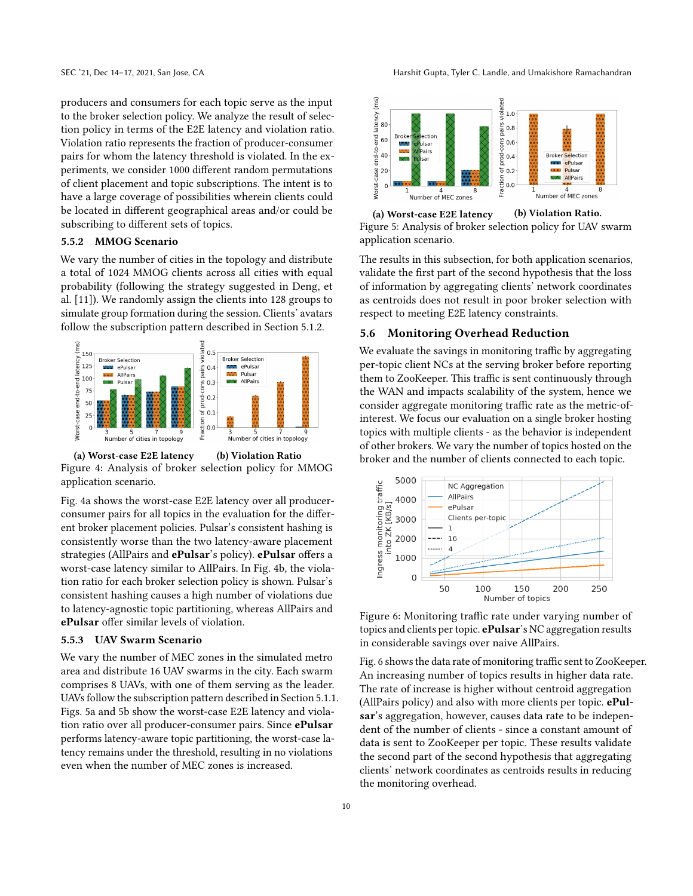producers and consumers for each topic serve as the input to the broker selection policy. We analyze the result of selection policy in terms of the E2E latency and violation ratio. Violation ratio represents the fraction of producer-consumer pairs for whom the latency threshold is violated. In the experiments, we consider 1000 different random permutations of client placement and topic subscriptions. The intent is to have a large coverage of possibilities wherein clients could be located in different geographical areas and/or could be subscribing to different sets of topics.

### 5.5.2 MMOG Scenario

We vary the number of cities in the topology and distribute a total of 1024 MMOG clients across all cities with equal probability (following the strategy suggested in Deng, et al. [11]). We randomly assign the clients into 128 groups to simulate group formation during the session. Clients' avatars follow the subscription pattern described in Section 5.1.2.

**(a) Worst-case E2E latency** **(b) Violation Ratio**

Figure 4: Analysis of broker selection policy for MMOG application scenario.

Fig. 4a shows the worst-case E2E latency over all producer-consumer pairs for all topics in the evaluation for the different broker placement policies. Pulsar's consistent hashing is consistently worse than the two latency-aware placement strategies (AllPairs and **ePulsar**'s policy). **ePulsar** offers a worst-case latency similar to AllPairs. In Fig. 4b, the violation ratio for each broker selection policy is shown. Pulsar's consistent hashing causes a high number of violations due to latency-agnostic topic partitioning, whereas AllPairs and **ePulsar** offer similar levels of violation.

### 5.5.3 UAV Swarm Scenario

We vary the number of MEC zones in the simulated metro area and distribute 16 UAV swarms in the city. Each swarm comprises 8 UAVs, with one of them serving as the leader. UAVs follow the subscription pattern described in Section 5.1.1. Figs. 5a and 5b show the worst-case E2E latency and violation ratio over all producer-consumer pairs. Since **ePulsar** performs latency-aware topic partitioning, the worst-case latency remains under the threshold, resulting in no violations even when the number of MEC zones is increased.

**(a) Worst-case E2E latency** **(b) Violation Ratio.**

Figure 5: Analysis of broker selection policy for UAV swarm application scenario.

The results in this subsection, for both application scenarios, validate the first part of the second hypothesis that the loss of information by aggregating clients' network coordinates as centroids does not result in poor broker selection with respect to meeting E2E latency constraints.

## 5.6 Monitoring Overhead Reduction

We evaluate the savings in monitoring traffic by aggregating per-topic client NCs at the serving broker before reporting them to ZooKeeper. This traffic is sent continuously through the WAN and impacts scalability of the system, hence we consider aggregate monitoring traffic rate as the metric-of-interest. We focus our evaluation on a single broker hosting topics with multiple clients - as the behavior is independent of other brokers. We vary the number of topics hosted on the broker and the number of clients connected to each topic.

Figure 6: Monitoring traffic rate under varying number of topics and clients per topic. **ePulsar**'s NC aggregation results in considerable savings over naive AllPairs.

Fig. 6 shows the data rate of monitoring traffic sent to ZooKeeper. An increasing number of topics results in higher data rate. The rate of increase is higher without centroid aggregation (AllPairs policy) and also with more clients per topic. **ePulsar**'s aggregation, however, causes data rate to be independent of the number of clients - since a constant amount of data is sent to ZooKeeper per topic. These results validate the second part of the second hypothesis that aggregating clients' network coordinates as centroids results in reducing the monitoring overhead.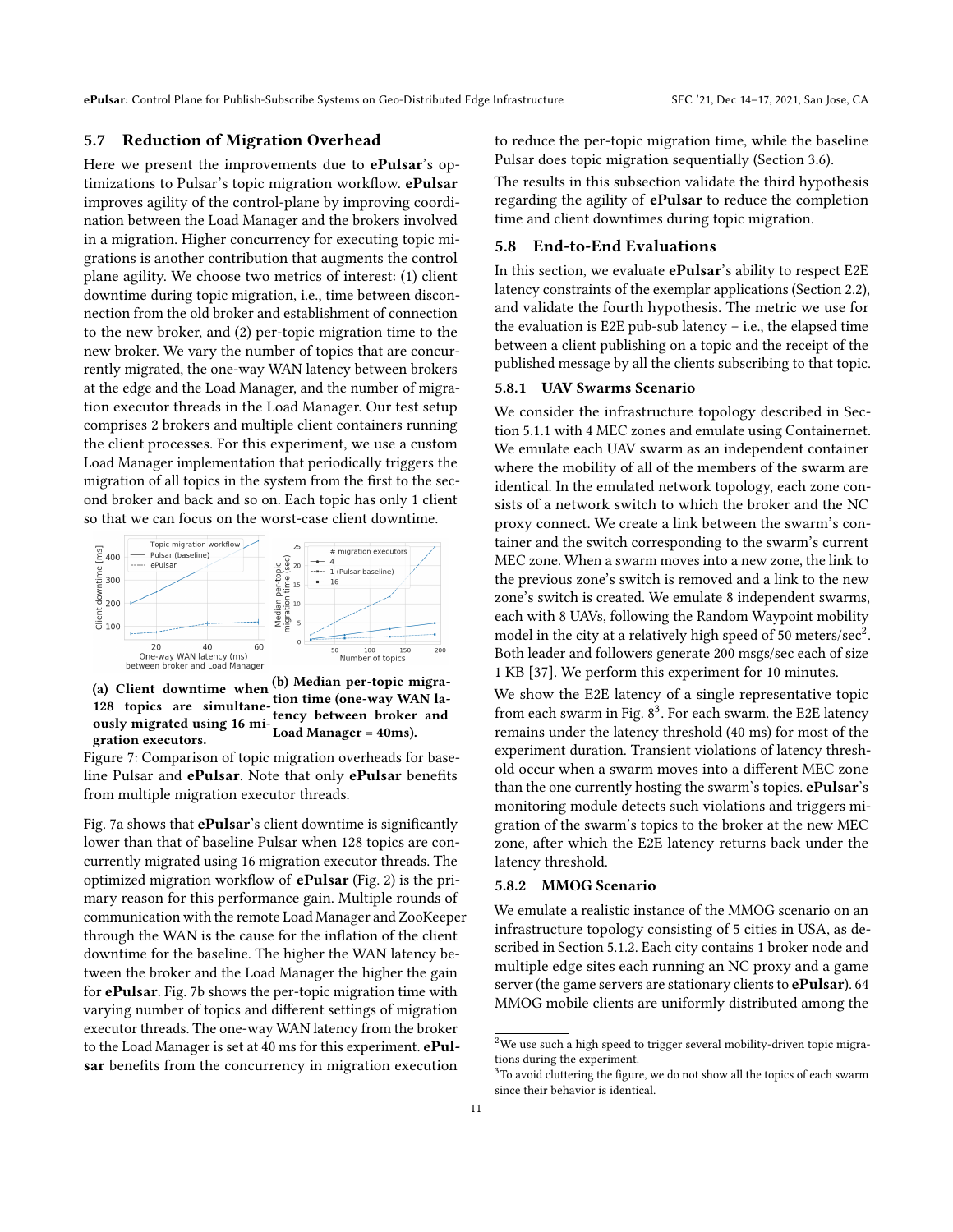### 5.7 Reduction of Migration Overhead

Here we present the improvements due to **ePulsar**'s optimizations to Pulsar's topic migration workflow. **ePulsar** improves agility of the control-plane by improving coordination between the Load Manager and the brokers involved in a migration. Higher concurrency for executing topic migrations is another contribution that augments the control plane agility. We choose two metrics of interest: (1) client downtime during topic migration, i.e., time between disconnection from the old broker and establishment of connection to the new broker, and (2) per-topic migration time to the new broker. We vary the number of topics that are concurrently migrated, the one-way WAN latency between brokers at the edge and the Load Manager, and the number of migration executor threads in the Load Manager. Our test setup comprises 2 brokers and multiple client containers running the client processes. For this experiment, we use a custom Load Manager implementation that periodically triggers the migration of all topics in the system from the first to the second broker and back and so on. Each topic has only 1 client so that we can focus on the worst-case client downtime.

**(a) Client downtime when 128 topics are simultaneously migrated using 16 migration executors.**

**(b) Median per-topic migration time (one-way WAN latency between broker and Load Manager = 40ms).**

Figure 7: Comparison of topic migration overheads for baseline Pulsar and **ePulsar**. Note that only **ePulsar** benefits from multiple migration executor threads.

Fig. 7a shows that **ePulsar**'s client downtime is significantly lower than that of baseline Pulsar when 128 topics are concurrently migrated using 16 migration executor threads. The optimized migration workflow of **ePulsar** (Fig. 2) is the primary reason for this performance gain. Multiple rounds of communication with the remote Load Manager and ZooKeeper through the WAN is the cause for the inflation of the client downtime for the baseline. The higher the WAN latency between the broker and the Load Manager the higher the gain for **ePulsar**. Fig. 7b shows the per-topic migration time with varying number of topics and different settings of migration executor threads. The one-way WAN latency from the broker to the Load Manager is set at 40 ms for this experiment. **ePulsar** benefits from the concurrency in migration execution to reduce the per-topic migration time, while the baseline Pulsar does topic migration sequentially (Section 3.6).

The results in this subsection validate the third hypothesis regarding the agility of **ePulsar** to reduce the completion time and client downtimes during topic migration.

### 5.8 End-to-End Evaluations

In this section, we evaluate **ePulsar**'s ability to respect E2E latency constraints of the exemplar applications (Section 2.2), and validate the fourth hypothesis. The metric we use for the evaluation is E2E pub-sub latency – i.e., the elapsed time between a client publishing on a topic and the receipt of the published message by all the clients subscribing to that topic.

#### 5.8.1 UAV Swarms Scenario

We consider the infrastructure topology described in Section 5.1.1 with 4 MEC zones and emulate using Containernet. We emulate each UAV swarm as an independent container where the mobility of all of the members of the swarm are identical. In the emulated network topology, each zone consists of a network switch to which the broker and the NC proxy connect. We create a link between the swarm's container and the switch corresponding to the swarm's current MEC zone. When a swarm moves into a new zone, the link to the previous zone's switch is removed and a link to the new zone's switch is created. We emulate 8 independent swarms, each with 8 UAVs, following the Random Waypoint mobility model in the city at a relatively high speed of 50 meters/sec[2]. Both leader and followers generate 200 msgs/sec each of size 1 KB [37]. We perform this experiment for 10 minutes.

We show the E2E latency of a single representative topic from each swarm in Fig. 8[3]. For each swarm. the E2E latency remains under the latency threshold (40 ms) for most of the experiment duration. Transient violations of latency threshold occur when a swarm moves into a different MEC zone than the one currently hosting the swarm's topics. **ePulsar**'s monitoring module detects such violations and triggers migration of the swarm's topics to the broker at the new MEC zone, after which the E2E latency returns back under the latency threshold.

#### 5.8.2 MMOG Scenario

We emulate a realistic instance of the MMOG scenario on an infrastructure topology consisting of 5 cities in USA, as described in Section 5.1.2. Each city contains 1 broker node and multiple edge sites each running an NC proxy and a game server (the game servers are stationary clients to **ePulsar**). 64 MMOG mobile clients are uniformly distributed among the

---

[2] We use such a high speed to trigger several mobility-driven topic migrations during the experiment.

[3] To avoid cluttering the figure, we do not show all the topics of each swarm since their behavior is identical.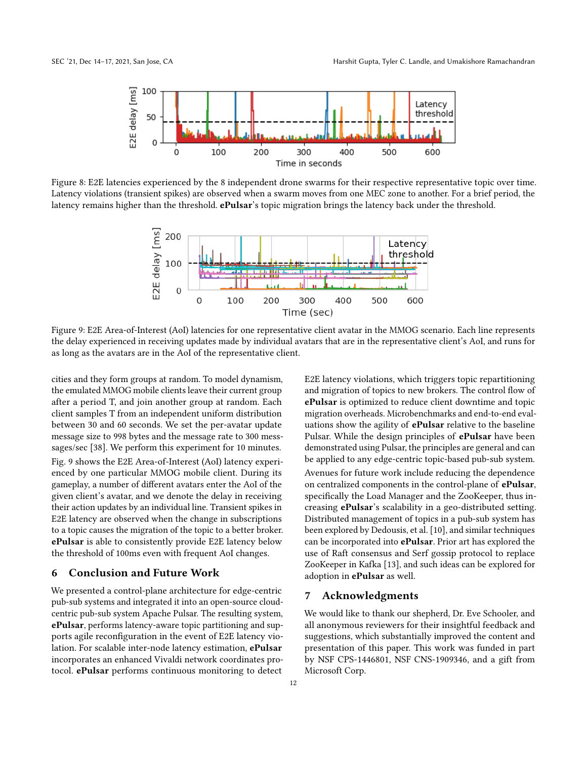Figure 8: E2E latencies experienced by the 8 independent drone swarms for their respective representative topic over time. Latency violations (transient spikes) are observed when a swarm moves from one MEC zone to another. For a brief period, the latency remains higher than the threshold. **ePulsar**'s topic migration brings the latency back under the threshold.

Figure 9: E2E Area-of-Interest (AoI) latencies for one representative client avatar in the MMOG scenario. Each line represents the delay experienced in receiving updates made by individual avatars that are in the representative client's AoI, and runs for as long as the avatars are in the AoI of the representative client.

cities and they form groups at random. To model dynamism, the emulated MMOG mobile clients leave their current group after a period T, and join another group at random. Each client samples T from an independent uniform distribution between 30 and 60 seconds. We set the per-avatar update message size to 998 bytes and the message rate to 300 messsages/sec [38]. We perform this experiment for 10 minutes.

Fig. 9 shows the E2E Area-of-Interest (AoI) latency experienced by one particular MMOG mobile client. During its gameplay, a number of different avatars enter the AoI of the given client's avatar, and we denote the delay in receiving their action updates by an individual line. Transient spikes in E2E latency are observed when the change in subscriptions to a topic causes the migration of the topic to a better broker. **ePulsar** is able to consistently provide E2E latency below the threshold of 100ms even with frequent AoI changes.

## 6 Conclusion and Future Work

We presented a control-plane architecture for edge-centric pub-sub systems and integrated it into an open-source cloud-centric pub-sub system Apache Pulsar. The resulting system, **ePulsar**, performs latency-aware topic partitioning and supports agile reconfiguration in the event of E2E latency violation. For scalable inter-node latency estimation, **ePulsar** incorporates an enhanced Vivaldi network coordinates protocol. **ePulsar** performs continuous monitoring to detect E2E latency violations, which triggers topic repartitioning and migration of topics to new brokers. The control flow of **ePulsar** is optimized to reduce client downtime and topic migration overheads. Microbenchmarks and end-to-end evaluations show the agility of **ePulsar** relative to the baseline Pulsar. While the design principles of **ePulsar** have been demonstrated using Pulsar, the principles are general and can be applied to any edge-centric topic-based pub-sub system.

Avenues for future work include reducing the dependence on centralized components in the control-plane of **ePulsar**, specifically the Load Manager and the ZooKeeper, thus increasing **ePulsar**'s scalability in a geo-distributed setting. Distributed management of topics in a pub-sub system has been explored by Dedousis, et al. [10], and similar techniques can be incorporated into **ePulsar**. Prior art has explored the use of Raft consensus and Serf gossip protocol to replace ZooKeeper in Kafka [13], and such ideas can be explored for adoption in **ePulsar** as well.

## 7 Acknowledgments

We would like to thank our shepherd, Dr. Eve Schooler, and all anonymous reviewers for their insightful feedback and suggestions, which substantially improved the content and presentation of this paper. This work was funded in part by NSF CPS-1446801, NSF CNS-1909346, and a gift from Microsoft Corp.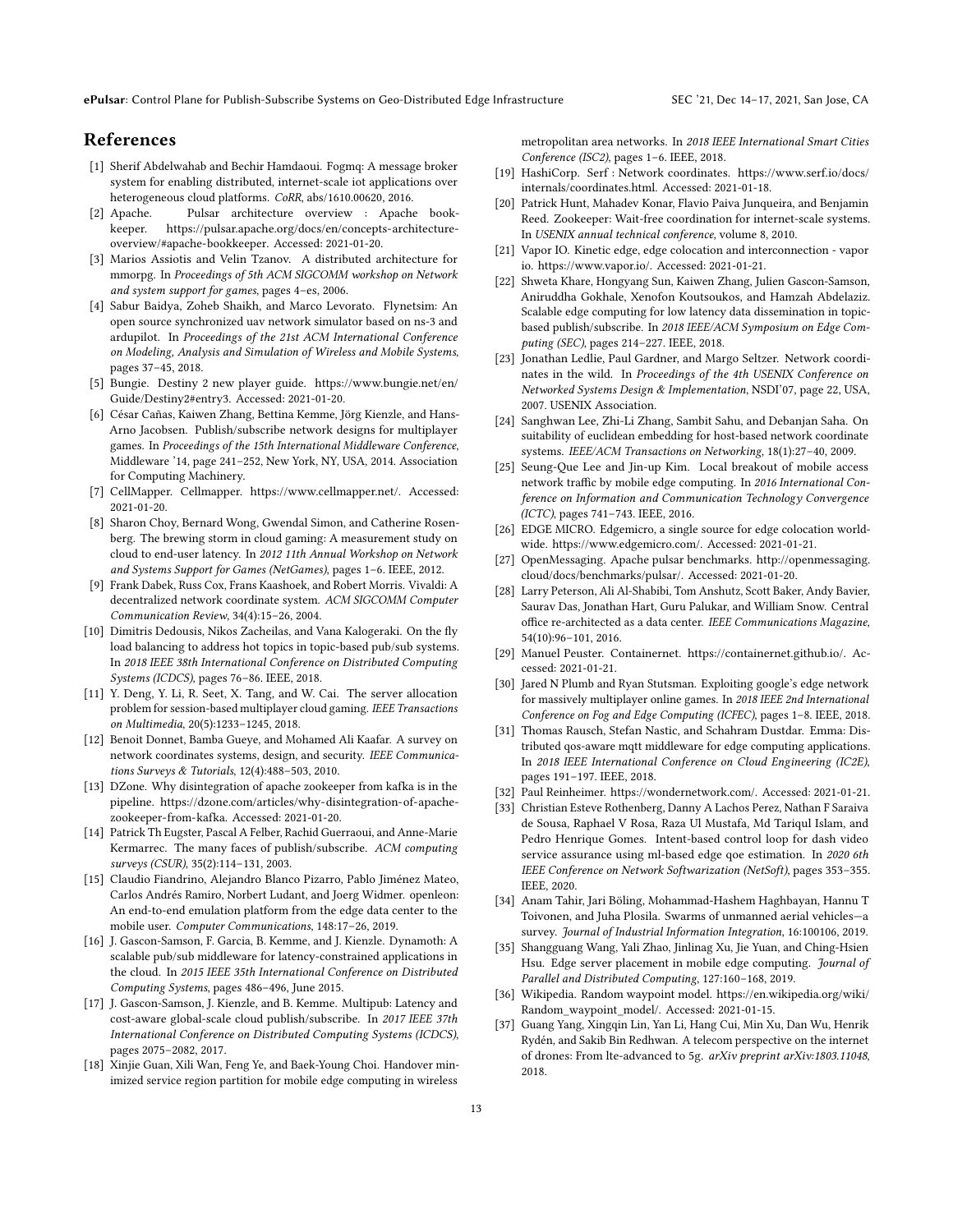## References

[1] Sherif Abdelwahab and Bechir Hamdaoui. Fogmq: A message broker system for enabling distributed, internet-scale iot applications over heterogeneous cloud platforms. *CoRR*, abs/1610.00620, 2016.

[2] Apache. Pulsar architecture overview : Apache bookkeeper. https://pulsar.apache.org/docs/en/concepts-architecture-overview/#apache-bookkeeper. Accessed: 2021-01-20.

[3] Marios Assiotis and Velin Tzanov. A distributed architecture for mmorpg. In *Proceedings of 5th ACM SIGCOMM workshop on Network and system support for games*, pages 4–es, 2006.

[4] Sabur Baidya, Zoheb Shaikh, and Marco Levorato. Flynetsim: An open source synchronized uav network simulator based on ns-3 and ardupilot. In *Proceedings of the 21st ACM International Conference on Modeling, Analysis and Simulation of Wireless and Mobile Systems*, pages 37–45, 2018.

[5] Bungie. Destiny 2 new player guide. https://www.bungie.net/en/Guide/Destiny2#entry3. Accessed: 2021-01-20.

[6] César Cañas, Kaiwen Zhang, Bettina Kemme, Jörg Kienzle, and Hans-Arno Jacobsen. Publish/subscribe network designs for multiplayer games. In *Proceedings of the 15th International Middleware Conference*, Middleware '14, page 241–252, New York, NY, USA, 2014. Association for Computing Machinery.

[7] CellMapper. Cellmapper. https://www.cellmapper.net/. Accessed: 2021-01-20.

[8] Sharon Choy, Bernard Wong, Gwendal Simon, and Catherine Rosenberg. The brewing storm in cloud gaming: A measurement study on cloud to end-user latency. In *2012 11th Annual Workshop on Network and Systems Support for Games (NetGames)*, pages 1–6. IEEE, 2012.

[9] Frank Dabek, Russ Cox, Frans Kaashoek, and Robert Morris. Vivaldi: A decentralized network coordinate system. *ACM SIGCOMM Computer Communication Review*, 34(4):15–26, 2004.

[10] Dimitris Dedousis, Nikos Zacheilas, and Vana Kalogeraki. On the fly load balancing to address hot topics in topic-based pub/sub systems. In *2018 IEEE 38th International Conference on Distributed Computing Systems (ICDCS)*, pages 76–86. IEEE, 2018.

[11] Y. Deng, Y. Li, R. Seet, X. Tang, and W. Cai. The server allocation problem for session-based multiplayer cloud gaming. *IEEE Transactions on Multimedia*, 20(5):1233–1245, 2018.

[12] Benoit Donnet, Bamba Gueye, and Mohamed Ali Kaafar. A survey on network coordinates systems, design, and security. *IEEE Communications Surveys & Tutorials*, 12(4):488–503, 2010.

[13] DZone. Why disintegration of apache zookeeper from kafka is in the pipeline. https://dzone.com/articles/why-disintegration-of-apache-zookeeper-from-kafka. Accessed: 2021-01-20.

[14] Patrick Th Eugster, Pascal A Felber, Rachid Guerraoui, and Anne-Marie Kermarrec. The many faces of publish/subscribe. *ACM computing surveys (CSUR)*, 35(2):114–131, 2003.

[15] Claudio Fiandrino, Alejandro Blanco Pizarro, Pablo Jiménez Mateo, Carlos Andrés Ramiro, Norbert Ludant, and Joerg Widmer. openleon: An end-to-end emulation platform from the edge data center to the mobile user. *Computer Communications*, 148:17–26, 2019.

[16] J. Gascon-Samson, F. Garcia, B. Kemme, and J. Kienzle. Dynamoth: A scalable pub/sub middleware for latency-constrained applications in the cloud. In *2015 IEEE 35th International Conference on Distributed Computing Systems*, pages 486–496, June 2015.

[17] J. Gascon-Samson, J. Kienzle, and B. Kemme. Multipub: Latency and cost-aware global-scale cloud publish/subscribe. In *2017 IEEE 37th International Conference on Distributed Computing Systems (ICDCS)*, pages 2075–2082, 2017.

[18] Xinjie Guan, Xili Wan, Feng Ye, and Baek-Young Choi. Handover minimized service region partition for mobile edge computing in wireless metropolitan area networks. In *2018 IEEE International Smart Cities Conference (ISC2)*, pages 1–6. IEEE, 2018.

[19] HashiCorp. Serf : Network coordinates. https://www.serf.io/docs/internals/coordinates.html. Accessed: 2021-01-18.

[20] Patrick Hunt, Mahadev Konar, Flavio Paiva Junqueira, and Benjamin Reed. Zookeeper: Wait-free coordination for internet-scale systems. In *USENIX annual technical conference*, volume 8, 2010.

[21] Vapor IO. Kinetic edge, edge colocation and interconnection - vapor io. https://www.vapor.io/. Accessed: 2021-01-21.

[22] Shweta Khare, Hongyang Sun, Kaiwen Zhang, Julien Gascon-Samson, Aniruddha Gokhale, Xenofon Koutsoukos, and Hamzah Abdelaziz. Scalable edge computing for low latency data dissemination in topic-based publish/subscribe. In *2018 IEEE/ACM Symposium on Edge Computing (SEC)*, pages 214–227. IEEE, 2018.

[23] Jonathan Ledlie, Paul Gardner, and Margo Seltzer. Network coordinates in the wild. In *Proceedings of the 4th USENIX Conference on Networked Systems Design & Implementation*, NSDI'07, page 22, USA, 2007. USENIX Association.

[24] Sanghwan Lee, Zhi-Li Zhang, Sambit Sahu, and Debanjan Saha. On suitability of euclidean embedding for host-based network coordinate systems. *IEEE/ACM Transactions on Networking*, 18(1):27–40, 2009.

[25] Seung-Que Lee and Jin-up Kim. Local breakout of mobile access network traffic by mobile edge computing. In *2016 International Conference on Information and Communication Technology Convergence (ICTC)*, pages 741–743. IEEE, 2016.

[26] EDGE MICRO. Edgemicro, a single source for edge colocation worldwide. https://www.edgemicro.com/. Accessed: 2021-01-21.

[27] OpenMessaging. Apache pulsar benchmarks. http://openmessaging.cloud/docs/benchmarks/pulsar/. Accessed: 2021-01-20.

[28] Larry Peterson, Ali Al-Shabibi, Tom Anshutz, Scott Baker, Andy Bavier, Saurav Das, Jonathan Hart, Guru Palukar, and William Snow. Central office re-architected as a data center. *IEEE Communications Magazine*, 54(10):96–101, 2016.

[29] Manuel Peuster. Containernet. https://containernet.github.io/. Accessed: 2021-01-21.

[30] Jared N Plumb and Ryan Stutsman. Exploiting google's edge network for massively multiplayer online games. In *2018 IEEE 2nd International Conference on Fog and Edge Computing (ICFEC)*, pages 1–8. IEEE, 2018.

[31] Thomas Rausch, Stefan Nastic, and Schahram Dustdar. Emma: Distributed qos-aware mqtt middleware for edge computing applications. In *2018 IEEE International Conference on Cloud Engineering (IC2E)*, pages 191–197. IEEE, 2018.

[32] Paul Reinheimer. https://wondernetwork.com/. Accessed: 2021-01-21.

[33] Christian Esteve Rothenberg, Danny A Lachos Perez, Nathan F Saraiva de Sousa, Raphael V Rosa, Raza Ul Mustafa, Md Tariqul Islam, and Pedro Henrique Gomes. Intent-based control loop for dash video service assurance using ml-based edge qoe estimation. In *2020 6th IEEE Conference on Network Softwarization (NetSoft)*, pages 353–355. IEEE, 2020.

[34] Anam Tahir, Jari Böling, Mohammad-Hashem Haghbayan, Hannu T Toivonen, and Juha Plosila. Swarms of unmanned aerial vehicles—a survey. *Journal of Industrial Information Integration*, 16:100106, 2019.

[35] Shangguang Wang, Yali Zhao, Jinlinag Xu, Jie Yuan, and Ching-Hsien Hsu. Edge server placement in mobile edge computing. *Journal of Parallel and Distributed Computing*, 127:160–168, 2019.

[36] Wikipedia. Random waypoint model. https://en.wikipedia.org/wiki/Random_waypoint_model/. Accessed: 2021-01-15.

[37] Guang Yang, Xingqin Lin, Yan Li, Hang Cui, Min Xu, Dan Wu, Henrik Rydén, and Sakib Bin Redhwan. A telecom perspective on the internet of drones: From lte-advanced to 5g. *arXiv preprint arXiv:1803.11048*, 2018.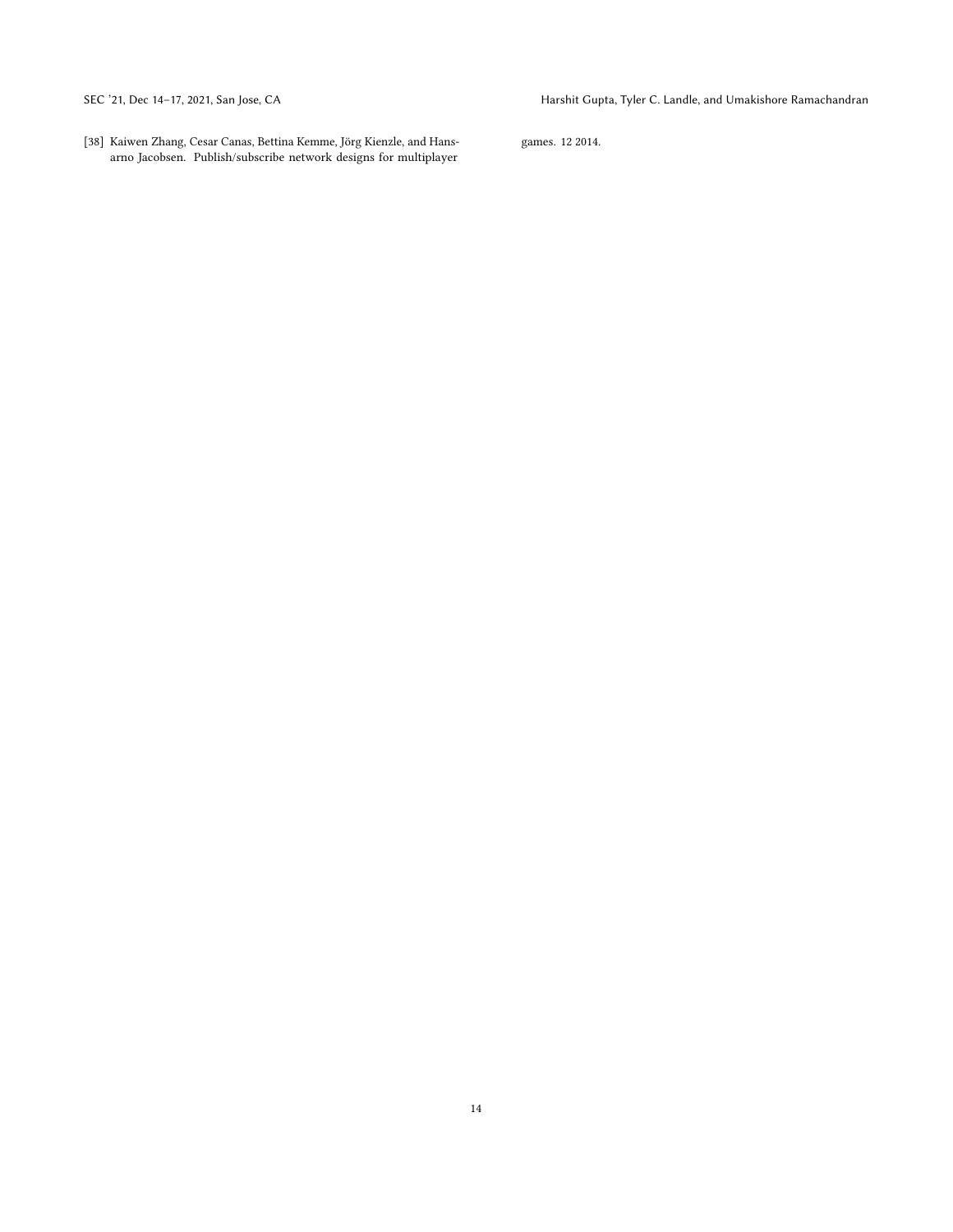[38] Kaiwen Zhang, Cesar Canas, Bettina Kemme, Jörg Kienzle, and Hans-arno Jacobsen. Publish/subscribe network designs for multiplayer games. 12 2014.